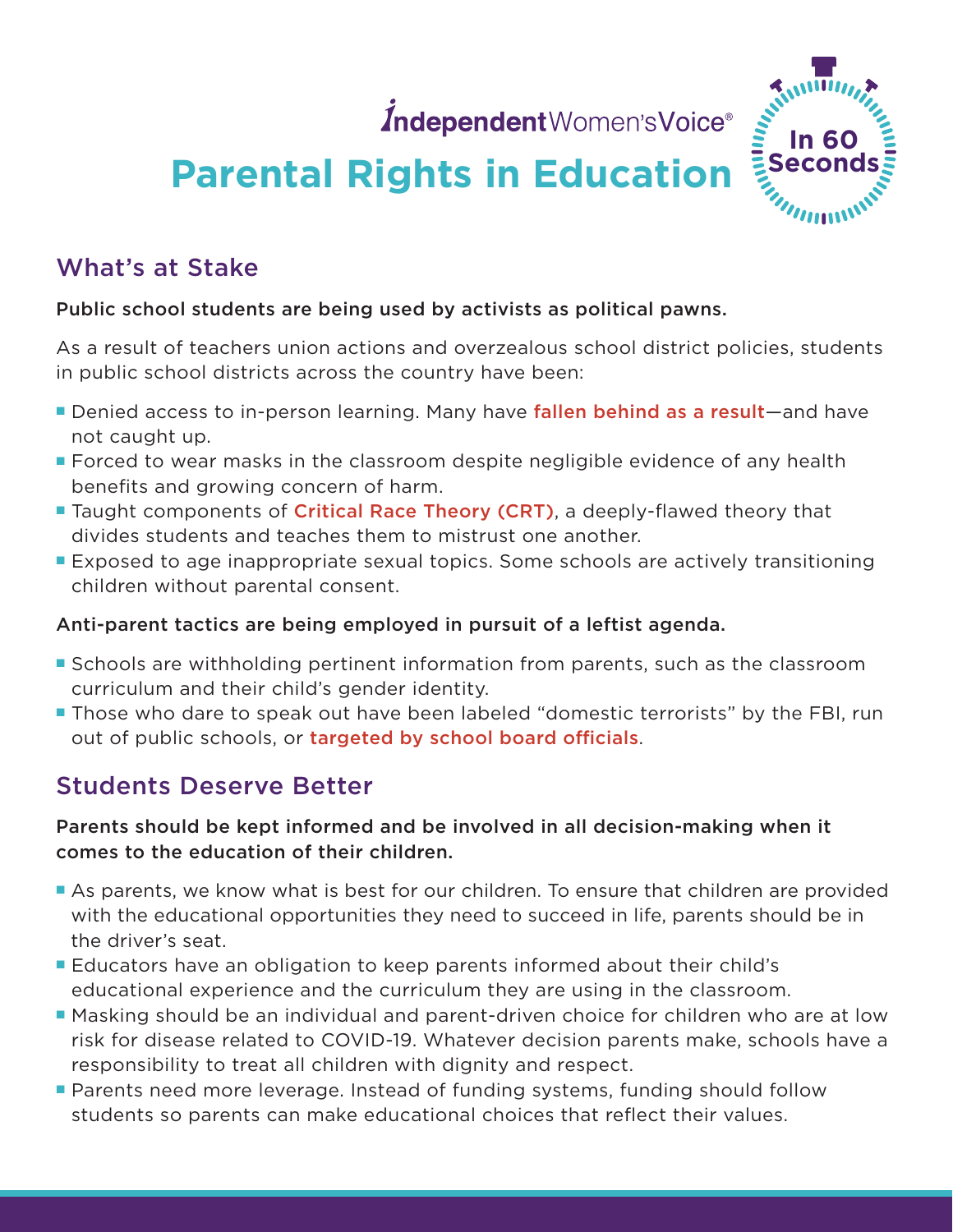Independent Women's Voice®

# Parental Rights in Education

In 60 Seconds

## What's at Stake

**Public school students are being used by activists as political pawns.**

As a result of teachers union actions and overzealous school district policies, students in public school districts across the country have been:

- Denied access to in-person learning. Many have fallen behind as a result—and have not caught up.
- Forced to wear masks in the classroom despite negligible evidence of any health benefits and growing concern of harm.
- Taught components of Critical Race Theory (CRT), a deeply-flawed theory that divides students and teaches them to mistrust one another.
- Exposed to age inappropriate sexual topics. Some schools are actively transitioning children without parental consent.

**Anti-parent tactics are being employed in pursuit of a leftist agenda.**

- Schools are withholding pertinent information from parents, such as the classroom curriculum and their child's gender identity.
- Those who dare to speak out have been labeled "domestic terrorists" by the FBI, run out of public schools, or targeted by school board officials.

## Students Deserve Better

**Parents should be kept informed and be involved in all decision-making when it comes to the education of their children.**

- As parents, we know what is best for our children. To ensure that children are provided with the educational opportunities they need to succeed in life, parents should be in the driver's seat.
- Educators have an obligation to keep parents informed about their child's educational experience and the curriculum they are using in the classroom.
- Masking should be an individual and parent-driven choice for children who are at low risk for disease related to COVID-19. Whatever decision parents make, schools have a responsibility to treat all children with dignity and respect.
- Parents need more leverage. Instead of funding systems, funding should follow students so parents can make educational choices that reflect their values.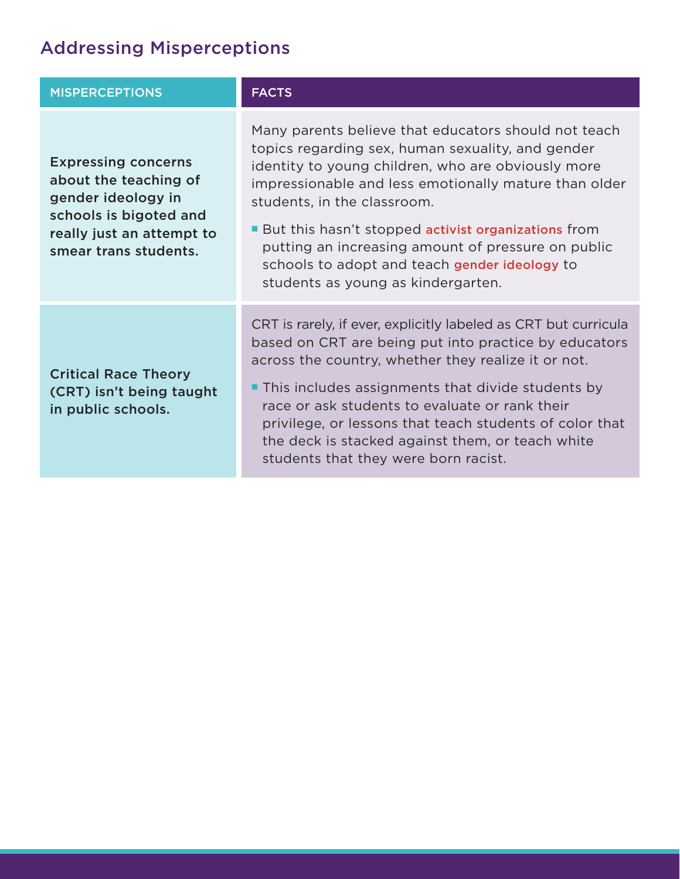## Addressing Misperceptions

| MISPERCEPTIONS | FACTS |
| --- | --- |
| **Expressing concerns about the teaching of gender ideology in schools is bigoted and really just an attempt to smear trans students.** | Many parents believe that educators should not teach topics regarding sex, human sexuality, and gender identity to young children, who are obviously more impressionable and less emotionally mature than older students, in the classroom.<br>▪ But this hasn't stopped activist organizations from putting an increasing amount of pressure on public schools to adopt and teach gender ideology to students as young as kindergarten. |
| **Critical Race Theory (CRT) isn't being taught in public schools.** | CRT is rarely, if ever, explicitly labeled as CRT but curricula based on CRT are being put into practice by educators across the country, whether they realize it or not.<br>▪ This includes assignments that divide students by race or ask students to evaluate or rank their privilege, or lessons that teach students of color that the deck is stacked against them, or teach white students that they were born racist. |